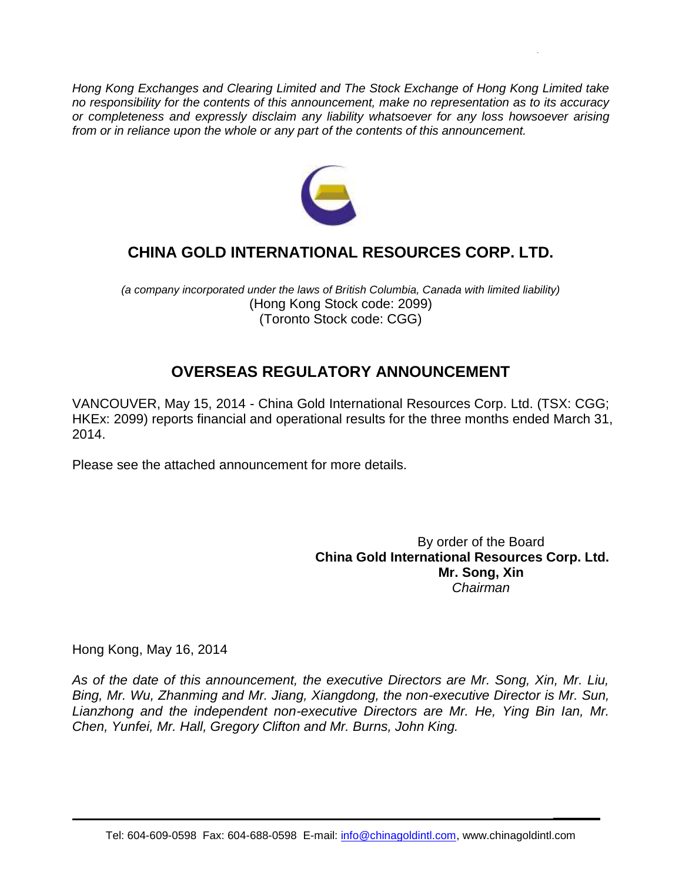*Hong Kong Exchanges and Clearing Limited and The Stock Exchange of Hong Kong Limited take no responsibility for the contents of this announcement, make no representation as to its accuracy or completeness and expressly disclaim any liability whatsoever for any loss howsoever arising from or in reliance upon the whole or any part of the contents of this announcement.*

# CHINA GOLD INTERNATIONAL RESOURCES CORP. LTD.

*(a company incorporated under the laws of British Columbia, Canada with limited liability)*
(Hong Kong Stock code: 2099)
(Toronto Stock code: CGG)

## OVERSEAS REGULATORY ANNOUNCEMENT

VANCOUVER, May 15, 2014 - China Gold International Resources Corp. Ltd. (TSX: CGG; HKEx: 2099) reports financial and operational results for the three months ended March 31, 2014.

Please see the attached announcement for more details.

By order of the Board
**China Gold International Resources Corp. Ltd.**
**Mr. Song, Xin**
*Chairman*

Hong Kong, May 16, 2014

*As of the date of this announcement, the executive Directors are Mr. Song, Xin, Mr. Liu, Bing, Mr. Wu, Zhanming and Mr. Jiang, Xiangdong, the non-executive Director is Mr. Sun, Lianzhong and the independent non-executive Directors are Mr. He, Ying Bin Ian, Mr. Chen, Yunfei, Mr. Hall, Gregory Clifton and Mr. Burns, John King.*

Tel: 604-609-0598 Fax: 604-688-0598 E-mail: info@chinagoldintl.com, www.chinagoldintl.com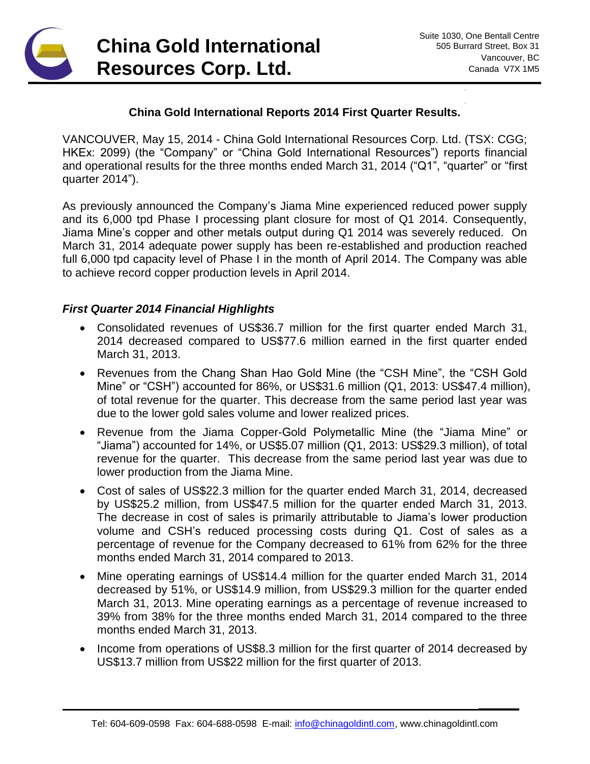# China Gold International Resources Corp. Ltd.

Suite 1030, One Bentall Centre
505 Burrard Street, Box 31
Vancouver, BC
Canada V7X 1M5

## China Gold International Reports 2014 First Quarter Results.

VANCOUVER, May 15, 2014 - China Gold International Resources Corp. Ltd. (TSX: CGG; HKEx: 2099) (the "Company" or "China Gold International Resources") reports financial and operational results for the three months ended March 31, 2014 ("Q1", "quarter" or "first quarter 2014").

As previously announced the Company's Jiama Mine experienced reduced power supply and its 6,000 tpd Phase I processing plant closure for most of Q1 2014. Consequently, Jiama Mine's copper and other metals output during Q1 2014 was severely reduced. On March 31, 2014 adequate power supply has been re-established and production reached full 6,000 tpd capacity level of Phase I in the month of April 2014. The Company was able to achieve record copper production levels in April 2014.

### *First Quarter 2014 Financial Highlights*

- Consolidated revenues of US$36.7 million for the first quarter ended March 31, 2014 decreased compared to US$77.6 million earned in the first quarter ended March 31, 2013.
- Revenues from the Chang Shan Hao Gold Mine (the "CSH Mine", the "CSH Gold Mine" or "CSH") accounted for 86%, or US$31.6 million (Q1, 2013: US$47.4 million), of total revenue for the quarter. This decrease from the same period last year was due to the lower gold sales volume and lower realized prices.
- Revenue from the Jiama Copper-Gold Polymetallic Mine (the "Jiama Mine" or "Jiama") accounted for 14%, or US$5.07 million (Q1, 2013: US$29.3 million), of total revenue for the quarter. This decrease from the same period last year was due to lower production from the Jiama Mine.
- Cost of sales of US$22.3 million for the quarter ended March 31, 2014, decreased by US$25.2 million, from US$47.5 million for the quarter ended March 31, 2013. The decrease in cost of sales is primarily attributable to Jiama's lower production volume and CSH's reduced processing costs during Q1. Cost of sales as a percentage of revenue for the Company decreased to 61% from 62% for the three months ended March 31, 2014 compared to 2013.
- Mine operating earnings of US$14.4 million for the quarter ended March 31, 2014 decreased by 51%, or US$14.9 million, from US$29.3 million for the quarter ended March 31, 2013. Mine operating earnings as a percentage of revenue increased to 39% from 38% for the three months ended March 31, 2014 compared to the three months ended March 31, 2013.
- Income from operations of US$8.3 million for the first quarter of 2014 decreased by US$13.7 million from US$22 million for the first quarter of 2013.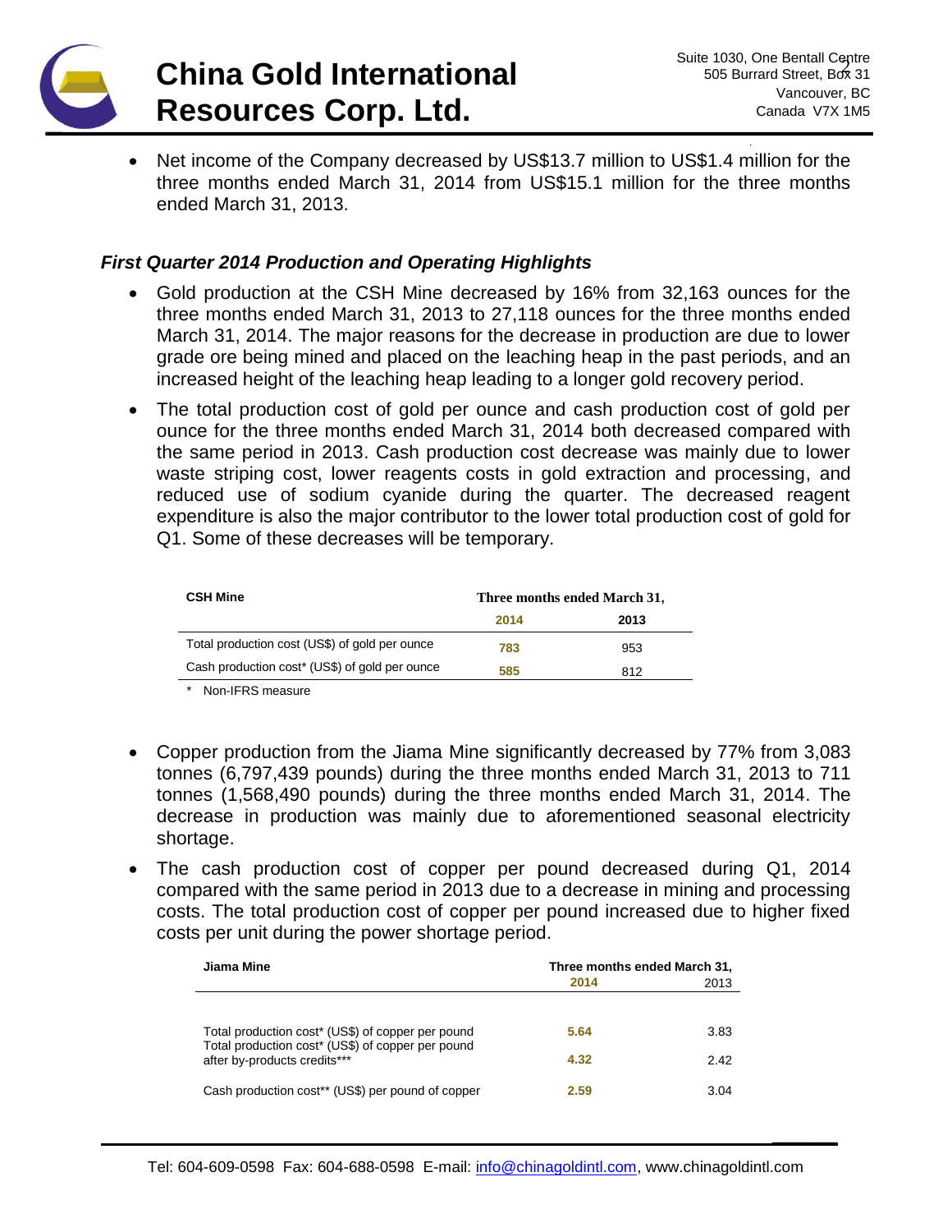- Net income of the Company decreased by US$13.7 million to US$1.4 million for the three months ended March 31, 2014 from US$15.1 million for the three months ended March 31, 2013.

### *First Quarter 2014 Production and Operating Highlights*

- Gold production at the CSH Mine decreased by 16% from 32,163 ounces for the three months ended March 31, 2013 to 27,118 ounces for the three months ended March 31, 2014. The major reasons for the decrease in production are due to lower grade ore being mined and placed on the leaching heap in the past periods, and an increased height of the leaching heap leading to a longer gold recovery period.
- The total production cost of gold per ounce and cash production cost of gold per ounce for the three months ended March 31, 2014 both decreased compared with the same period in 2013. Cash production cost decrease was mainly due to lower waste striping cost, lower reagents costs in gold extraction and processing, and reduced use of sodium cyanide during the quarter. The decreased reagent expenditure is also the major contributor to the lower total production cost of gold for Q1. Some of these decreases will be temporary.

| CSH Mine | Three months ended March 31, | |
|---|---|---|
| | **2014** | **2013** |
| Total production cost (US$) of gold per ounce | **783** | 953 |
| Cash production cost* (US$) of gold per ounce | **585** | 812 |

\* Non-IFRS measure

- Copper production from the Jiama Mine significantly decreased by 77% from 3,083 tonnes (6,797,439 pounds) during the three months ended March 31, 2013 to 711 tonnes (1,568,490 pounds) during the three months ended March 31, 2014. The decrease in production was mainly due to aforementioned seasonal electricity shortage.
- The cash production cost of copper per pound decreased during Q1, 2014 compared with the same period in 2013 due to a decrease in mining and processing costs. The total production cost of copper per pound increased due to higher fixed costs per unit during the power shortage period.

| Jiama Mine | Three months ended March 31, | |
|---|---|---|
| | **2014** | 2013 |
| Total production cost* (US$) of copper per pound | **5.64** | 3.83 |
| Total production cost* (US$) of copper per pound after by-products credits*** | **4.32** | 2.42 |
| Cash production cost** (US$) per pound of copper | **2.59** | 3.04 |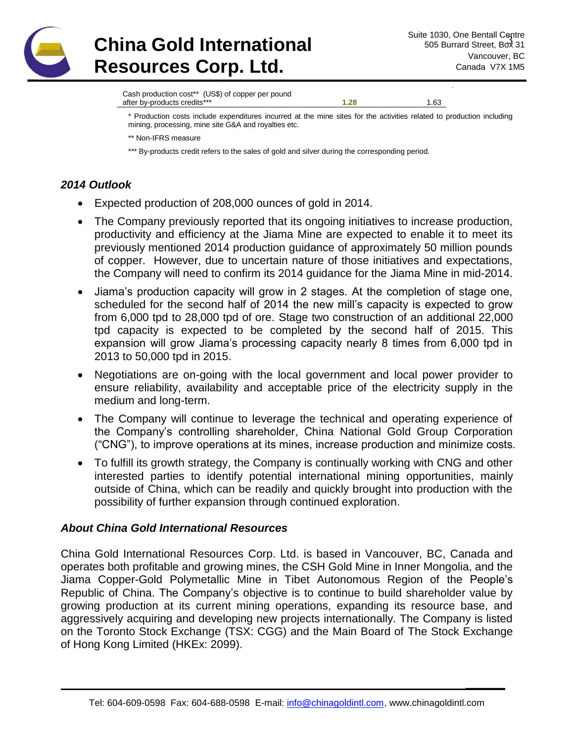| | | |
|---|---|---|
| Cash production cost** (US$) of copper per pound after by-products credits*** | **1.28** | 1.63 |

\* Production costs include expenditures incurred at the mine sites for the activities related to production including mining, processing, mine site G&A and royalties etc.

** Non-IFRS measure

*** By-products credit refers to the sales of gold and silver during the corresponding period.

### *2014 Outlook*

- Expected production of 208,000 ounces of gold in 2014.
- The Company previously reported that its ongoing initiatives to increase production, productivity and efficiency at the Jiama Mine are expected to enable it to meet its previously mentioned 2014 production guidance of approximately 50 million pounds of copper. However, due to uncertain nature of those initiatives and expectations, the Company will need to confirm its 2014 guidance for the Jiama Mine in mid-2014.
- Jiama's production capacity will grow in 2 stages. At the completion of stage one, scheduled for the second half of 2014 the new mill's capacity is expected to grow from 6,000 tpd to 28,000 tpd of ore. Stage two construction of an additional 22,000 tpd capacity is expected to be completed by the second half of 2015. This expansion will grow Jiama's processing capacity nearly 8 times from 6,000 tpd in 2013 to 50,000 tpd in 2015.
- Negotiations are on-going with the local government and local power provider to ensure reliability, availability and acceptable price of the electricity supply in the medium and long-term.
- The Company will continue to leverage the technical and operating experience of the Company's controlling shareholder, China National Gold Group Corporation ("CNG"), to improve operations at its mines, increase production and minimize costs.
- To fulfill its growth strategy, the Company is continually working with CNG and other interested parties to identify potential international mining opportunities, mainly outside of China, which can be readily and quickly brought into production with the possibility of further expansion through continued exploration.

### *About China Gold International Resources*

China Gold International Resources Corp. Ltd. is based in Vancouver, BC, Canada and operates both profitable and growing mines, the CSH Gold Mine in Inner Mongolia, and the Jiama Copper-Gold Polymetallic Mine in Tibet Autonomous Region of the People's Republic of China. The Company's objective is to continue to build shareholder value by growing production at its current mining operations, expanding its resource base, and aggressively acquiring and developing new projects internationally. The Company is listed on the Toronto Stock Exchange (TSX: CGG) and the Main Board of The Stock Exchange of Hong Kong Limited (HKEx: 2099).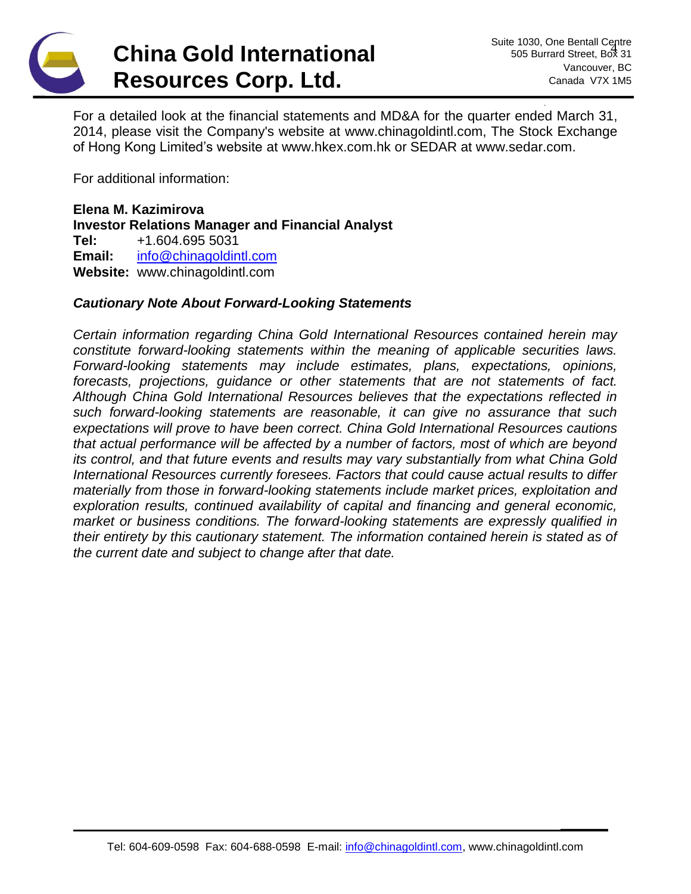For a detailed look at the financial statements and MD&A for the quarter ended March 31, 2014, please visit the Company's website at www.chinagoldintl.com, The Stock Exchange of Hong Kong Limited's website at www.hkex.com.hk or SEDAR at www.sedar.com.

For additional information:

**Elena M. Kazimirova**
**Investor Relations Manager and Financial Analyst**
**Tel:** +1.604.695 5031
**Email:** info@chinagoldintl.com
**Website:** www.chinagoldintl.com

***Cautionary Note About Forward-Looking Statements***

*Certain information regarding China Gold International Resources contained herein may constitute forward-looking statements within the meaning of applicable securities laws. Forward-looking statements may include estimates, plans, expectations, opinions, forecasts, projections, guidance or other statements that are not statements of fact. Although China Gold International Resources believes that the expectations reflected in such forward-looking statements are reasonable, it can give no assurance that such expectations will prove to have been correct. China Gold International Resources cautions that actual performance will be affected by a number of factors, most of which are beyond its control, and that future events and results may vary substantially from what China Gold International Resources currently foresees. Factors that could cause actual results to differ materially from those in forward-looking statements include market prices, exploitation and exploration results, continued availability of capital and financing and general economic, market or business conditions. The forward-looking statements are expressly qualified in their entirety by this cautionary statement. The information contained herein is stated as of the current date and subject to change after that date.*